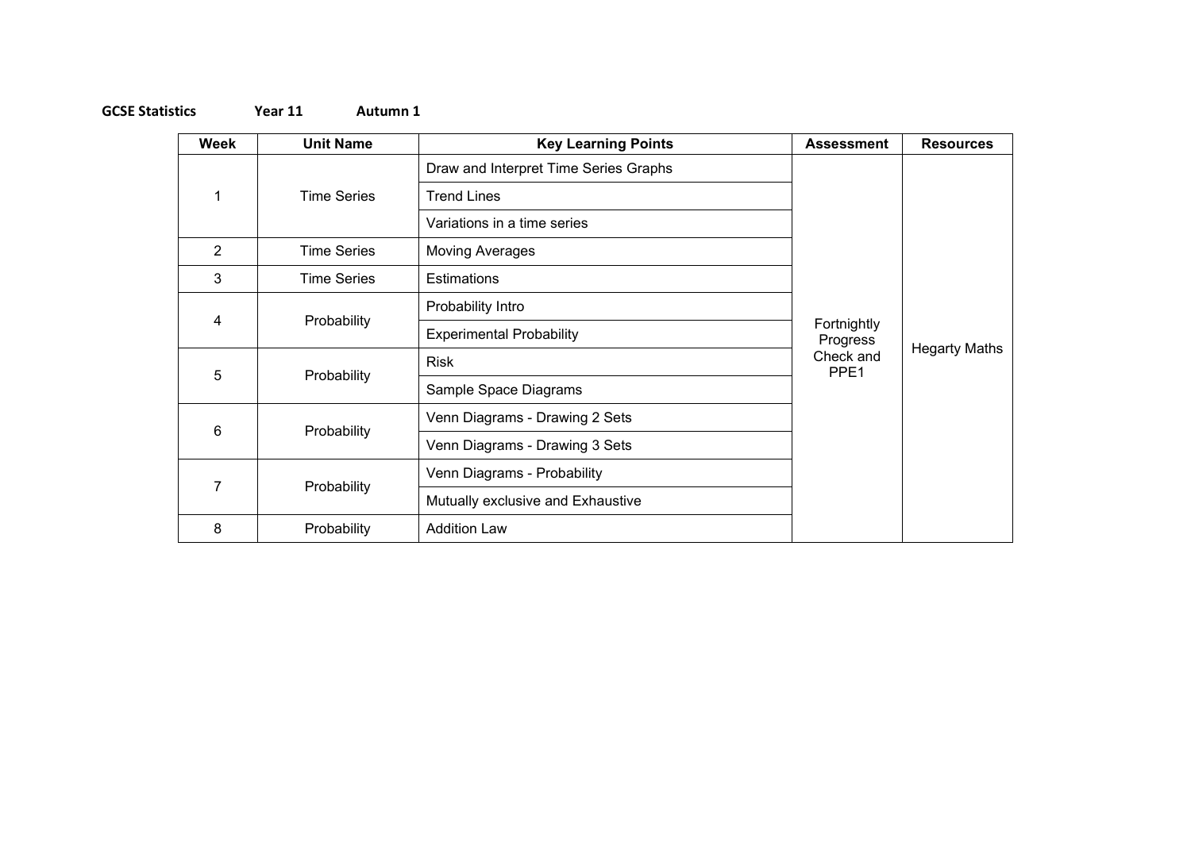**GCSE Statistics** **Year 11** **Autumn 1**

| Week | Unit Name | Key Learning Points | Assessment | Resources |
| --- | --- | --- | --- | --- |
| 1 | Time Series | Draw and Interpret Time Series Graphs | Fortnightly Progress Check and PPE1 | Hegarty Maths |
| | | Trend Lines | | |
| | | Variations in a time series | | |
| 2 | Time Series | Moving Averages | | |
| 3 | Time Series | Estimations | | |
| 4 | Probability | Probability Intro | | |
| | | Experimental Probability | | |
| 5 | Probability | Risk | | |
| | | Sample Space Diagrams | | |
| 6 | Probability | Venn Diagrams - Drawing 2 Sets | | |
| | | Venn Diagrams - Drawing 3 Sets | | |
| 7 | Probability | Venn Diagrams - Probability | | |
| | | Mutually exclusive and Exhaustive | | |
| 8 | Probability | Addition Law | | |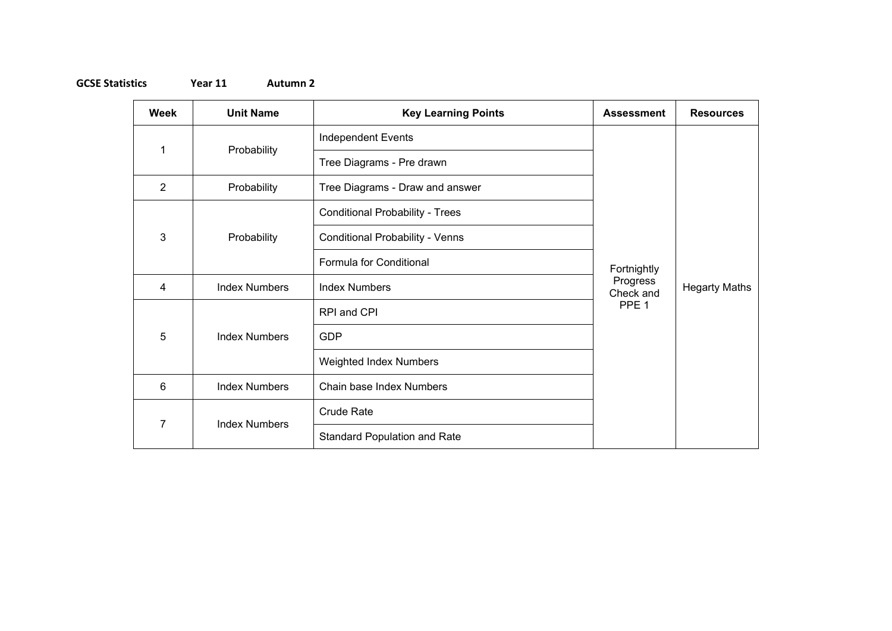**GCSE Statistics** **Year 11** **Autumn 2**

| Week | Unit Name | Key Learning Points | Assessment | Resources |
|---|---|---|---|---|
| 1 | Probability | Independent Events | Fortnightly Progress Check and PPE 1 | Hegarty Maths |
| | | Tree Diagrams - Pre drawn | | |
| 2 | Probability | Tree Diagrams - Draw and answer | | |
| 3 | Probability | Conditional Probability - Trees | | |
| | | Conditional Probability - Venns | | |
| | | Formula for Conditional | | |
| 4 | Index Numbers | Index Numbers | | |
| 5 | Index Numbers | RPI and CPI | | |
| | | GDP | | |
| | | Weighted Index Numbers | | |
| 6 | Index Numbers | Chain base Index Numbers | | |
| 7 | Index Numbers | Crude Rate | | |
| | | Standard Population and Rate | | |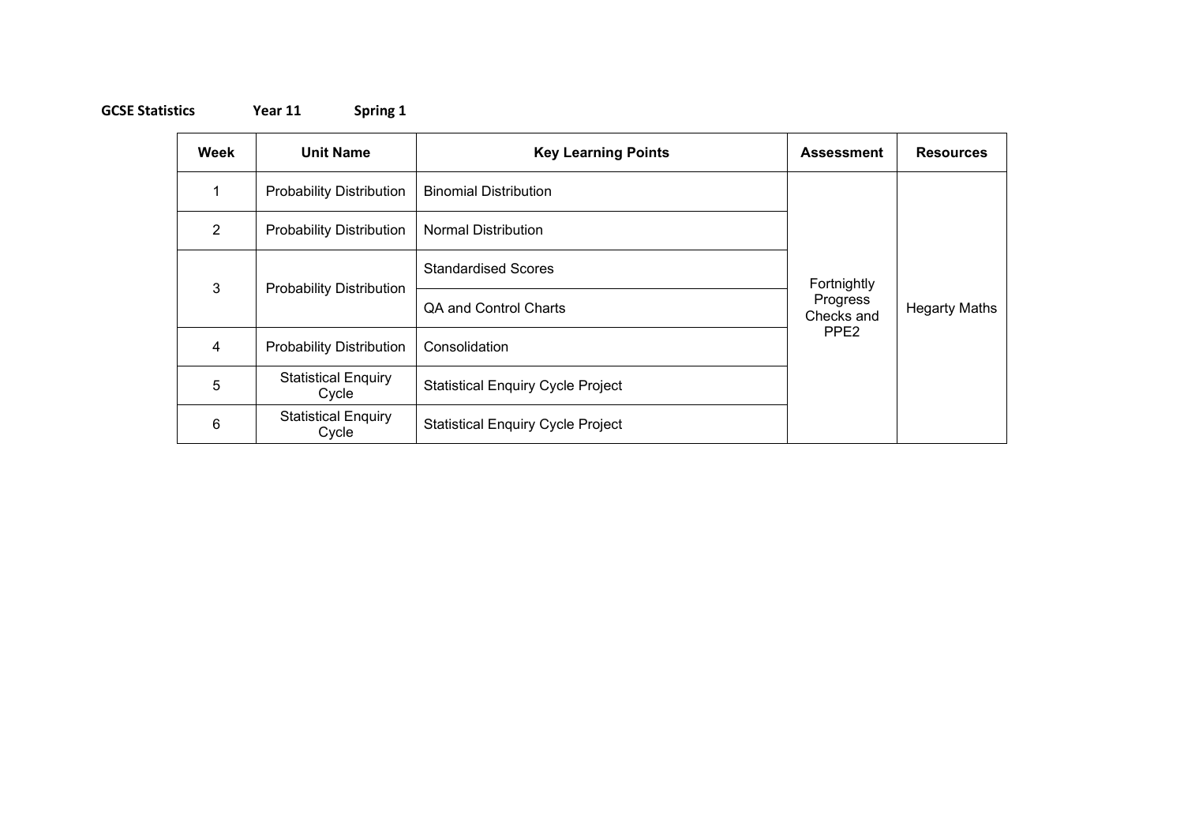**GCSE Statistics** **Year 11** **Spring 1**

| Week | Unit Name | Key Learning Points | Assessment | Resources |
| --- | --- | --- | --- | --- |
| 1 | Probability Distribution | Binomial Distribution | Fortnightly Progress Checks and PPE2 | Hegarty Maths |
| 2 | Probability Distribution | Normal Distribution | | |
| 3 | Probability Distribution | Standardised Scores | | |
| | | QA and Control Charts | | |
| 4 | Probability Distribution | Consolidation | | |
| 5 | Statistical Enquiry Cycle | Statistical Enquiry Cycle Project | | |
| 6 | Statistical Enquiry Cycle | Statistical Enquiry Cycle Project | | |